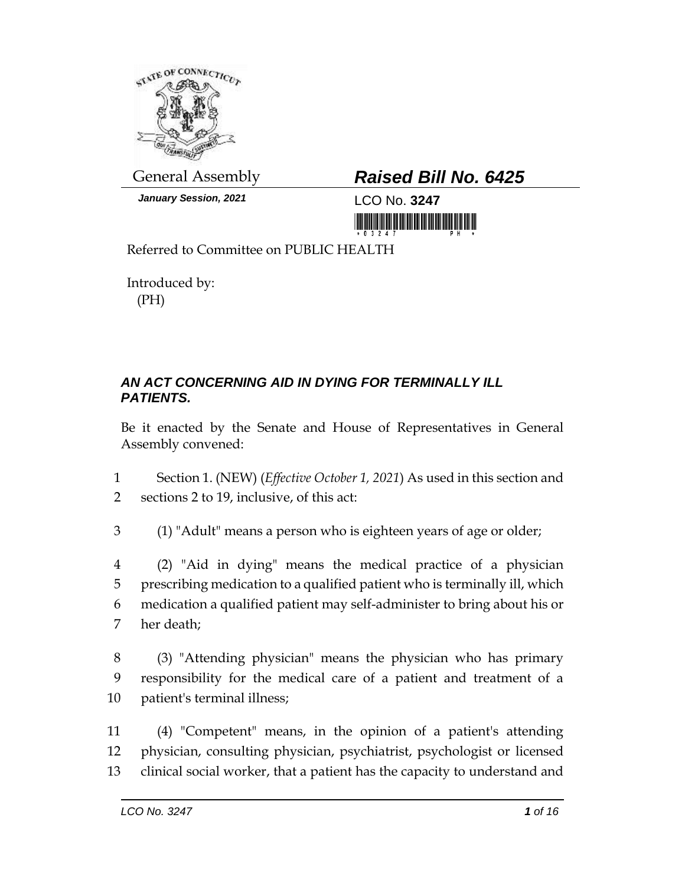General Assembly

**_Raised Bill No. 6425_**

**_January Session, 2021_**

LCO No. **3247**

Referred to Committee on PUBLIC HEALTH

Introduced by:
(PH)

## _AN ACT CONCERNING AID IN DYING FOR TERMINALLY ILL PATIENTS._

Be it enacted by the Senate and House of Representatives in General Assembly convened:

1 Section 1. (NEW) (_Effective October 1, 2021_) As used in this section and
2 sections 2 to 19, inclusive, of this act:

3 (1) "Adult" means a person who is eighteen years of age or older;

4 (2) "Aid in dying" means the medical practice of a physician
5 prescribing medication to a qualified patient who is terminally ill, which
6 medication a qualified patient may self-administer to bring about his or
7 her death;

8 (3) "Attending physician" means the physician who has primary
9 responsibility for the medical care of a patient and treatment of a
10 patient's terminal illness;

11 (4) "Competent" means, in the opinion of a patient's attending
12 physician, consulting physician, psychiatrist, psychologist or licensed
13 clinical social worker, that a patient has the capacity to understand and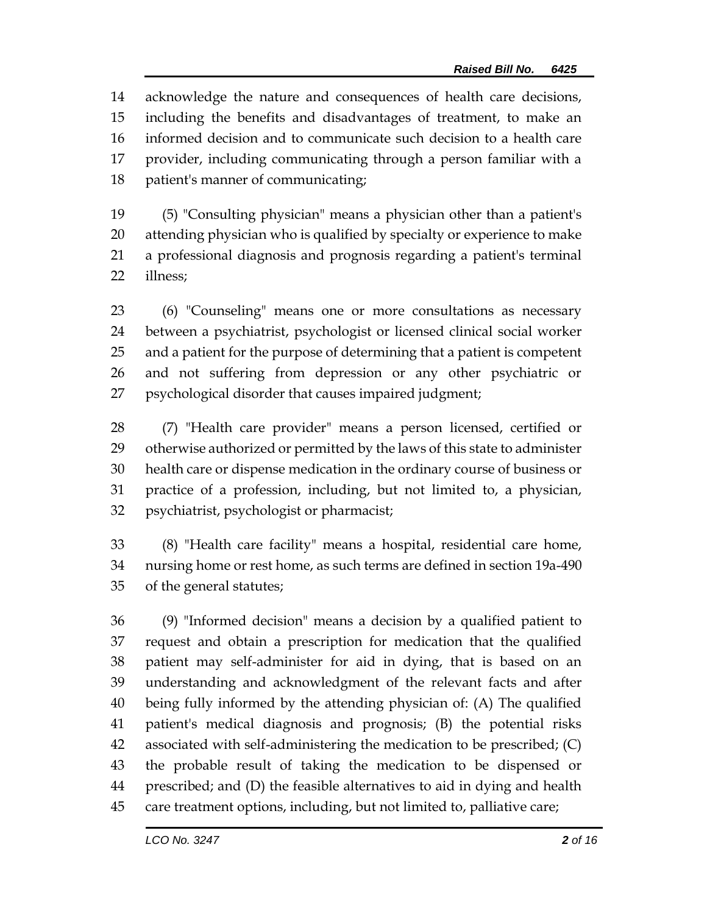acknowledge the nature and consequences of health care decisions, including the benefits and disadvantages of treatment, to make an informed decision and to communicate such decision to a health care provider, including communicating through a person familiar with a patient's manner of communicating;

(5) "Consulting physician" means a physician other than a patient's attending physician who is qualified by specialty or experience to make a professional diagnosis and prognosis regarding a patient's terminal illness;

(6) "Counseling" means one or more consultations as necessary between a psychiatrist, psychologist or licensed clinical social worker and a patient for the purpose of determining that a patient is competent and not suffering from depression or any other psychiatric or psychological disorder that causes impaired judgment;

(7) "Health care provider" means a person licensed, certified or otherwise authorized or permitted by the laws of this state to administer health care or dispense medication in the ordinary course of business or practice of a profession, including, but not limited to, a physician, psychiatrist, psychologist or pharmacist;

(8) "Health care facility" means a hospital, residential care home, nursing home or rest home, as such terms are defined in section 19a-490 of the general statutes;

(9) "Informed decision" means a decision by a qualified patient to request and obtain a prescription for medication that the qualified patient may self-administer for aid in dying, that is based on an understanding and acknowledgment of the relevant facts and after being fully informed by the attending physician of: (A) The qualified patient's medical diagnosis and prognosis; (B) the potential risks associated with self-administering the medication to be prescribed; (C) the probable result of taking the medication to be dispensed or prescribed; and (D) the feasible alternatives to aid in dying and health care treatment options, including, but not limited to, palliative care;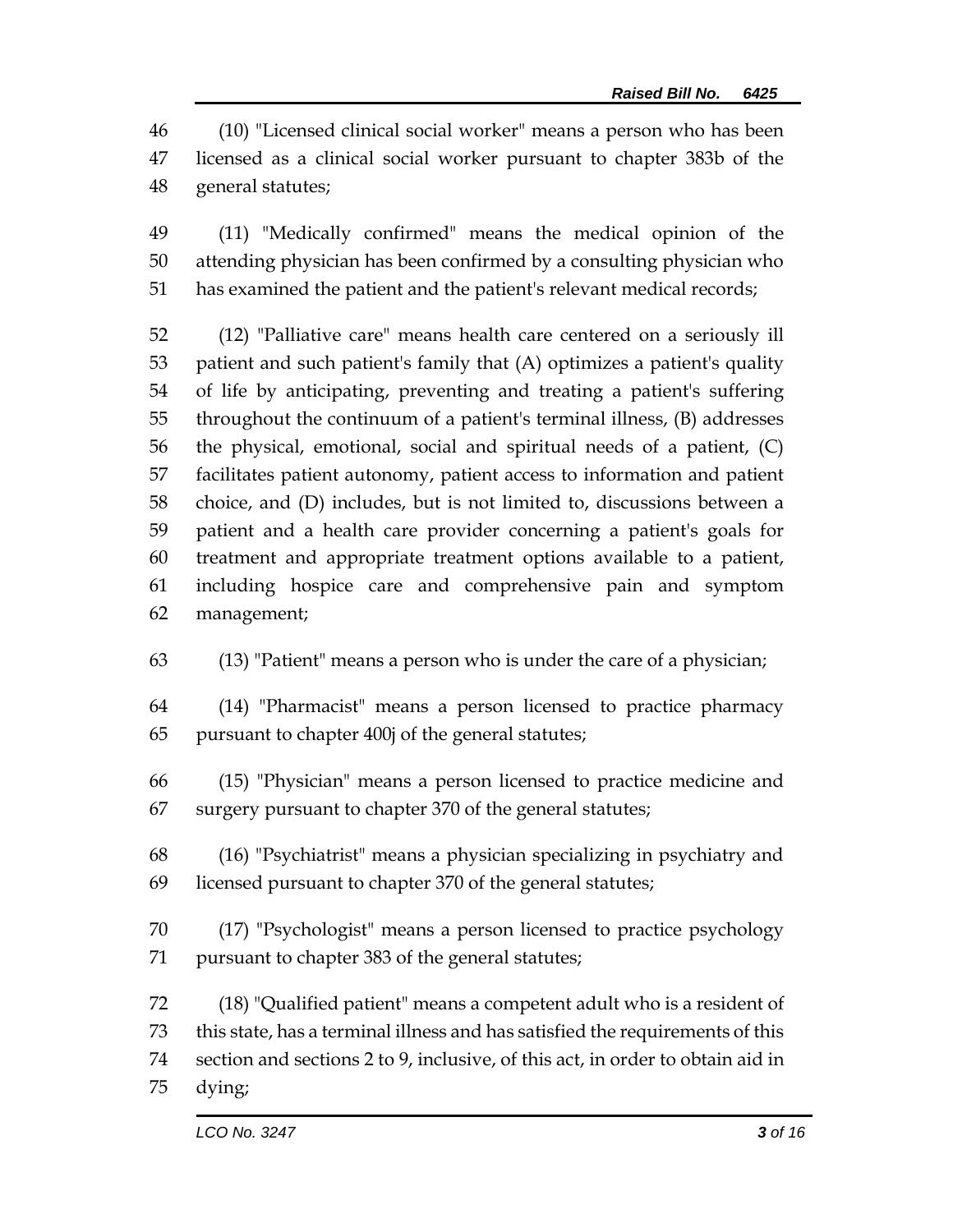(10) "Licensed clinical social worker" means a person who has been licensed as a clinical social worker pursuant to chapter 383b of the general statutes;

(11) "Medically confirmed" means the medical opinion of the attending physician has been confirmed by a consulting physician who has examined the patient and the patient's relevant medical records;

(12) "Palliative care" means health care centered on a seriously ill patient and such patient's family that (A) optimizes a patient's quality of life by anticipating, preventing and treating a patient's suffering throughout the continuum of a patient's terminal illness, (B) addresses the physical, emotional, social and spiritual needs of a patient, (C) facilitates patient autonomy, patient access to information and patient choice, and (D) includes, but is not limited to, discussions between a patient and a health care provider concerning a patient's goals for treatment and appropriate treatment options available to a patient, including hospice care and comprehensive pain and symptom management;

(13) "Patient" means a person who is under the care of a physician;

(14) "Pharmacist" means a person licensed to practice pharmacy pursuant to chapter 400j of the general statutes;

(15) "Physician" means a person licensed to practice medicine and surgery pursuant to chapter 370 of the general statutes;

(16) "Psychiatrist" means a physician specializing in psychiatry and licensed pursuant to chapter 370 of the general statutes;

(17) "Psychologist" means a person licensed to practice psychology pursuant to chapter 383 of the general statutes;

(18) "Qualified patient" means a competent adult who is a resident of this state, has a terminal illness and has satisfied the requirements of this section and sections 2 to 9, inclusive, of this act, in order to obtain aid in dying;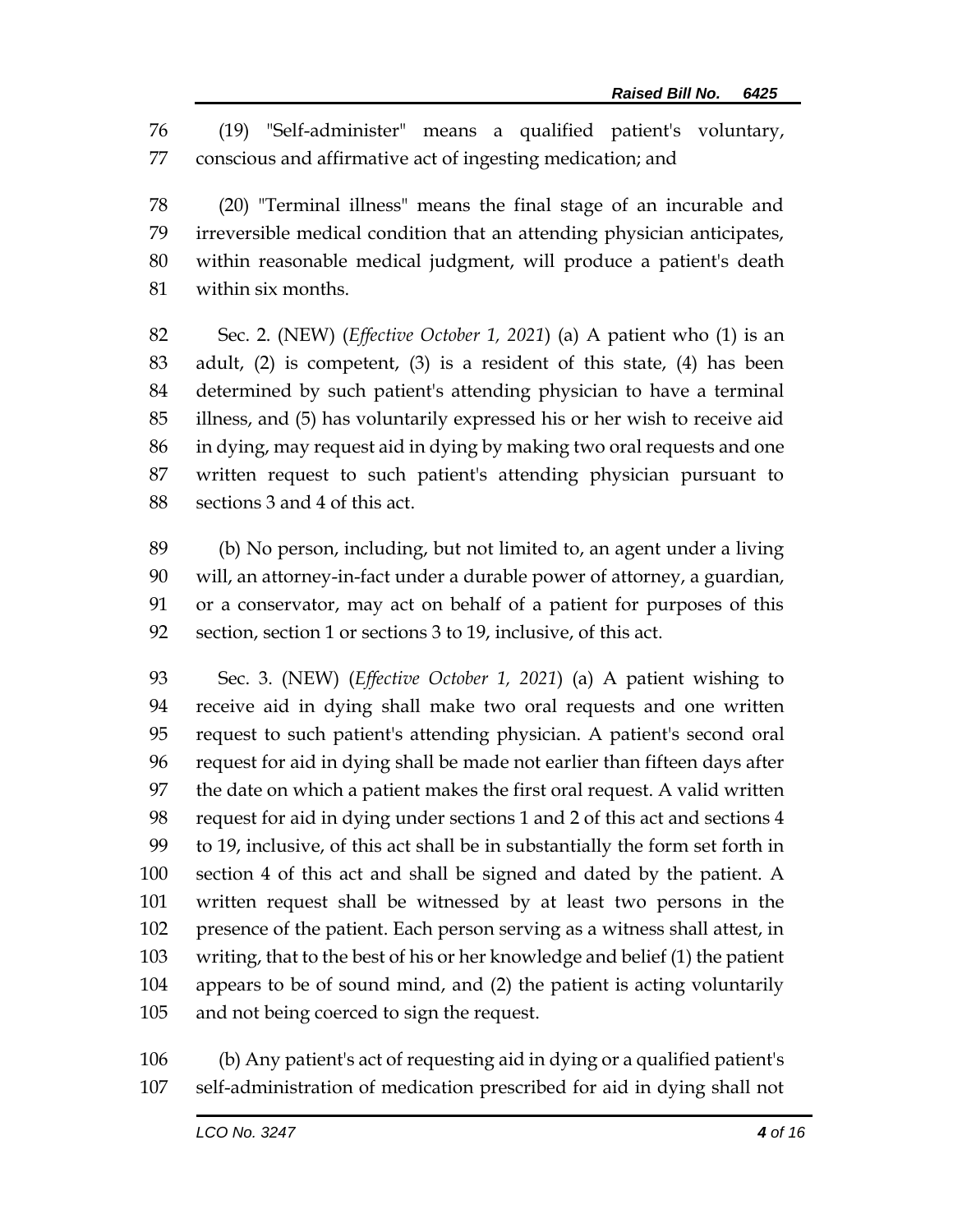(19) "Self-administer" means a qualified patient's voluntary, conscious and affirmative act of ingesting medication; and

(20) "Terminal illness" means the final stage of an incurable and irreversible medical condition that an attending physician anticipates, within reasonable medical judgment, will produce a patient's death within six months.

Sec. 2. (NEW) (*Effective October 1, 2021*) (a) A patient who (1) is an adult, (2) is competent, (3) is a resident of this state, (4) has been determined by such patient's attending physician to have a terminal illness, and (5) has voluntarily expressed his or her wish to receive aid in dying, may request aid in dying by making two oral requests and one written request to such patient's attending physician pursuant to sections 3 and 4 of this act.

(b) No person, including, but not limited to, an agent under a living will, an attorney-in-fact under a durable power of attorney, a guardian, or a conservator, may act on behalf of a patient for purposes of this section, section 1 or sections 3 to 19, inclusive, of this act.

Sec. 3. (NEW) (*Effective October 1, 2021*) (a) A patient wishing to receive aid in dying shall make two oral requests and one written request to such patient's attending physician. A patient's second oral request for aid in dying shall be made not earlier than fifteen days after the date on which a patient makes the first oral request. A valid written request for aid in dying under sections 1 and 2 of this act and sections 4 to 19, inclusive, of this act shall be in substantially the form set forth in section 4 of this act and shall be signed and dated by the patient. A written request shall be witnessed by at least two persons in the presence of the patient. Each person serving as a witness shall attest, in writing, that to the best of his or her knowledge and belief (1) the patient appears to be of sound mind, and (2) the patient is acting voluntarily and not being coerced to sign the request.

(b) Any patient's act of requesting aid in dying or a qualified patient's self-administration of medication prescribed for aid in dying shall not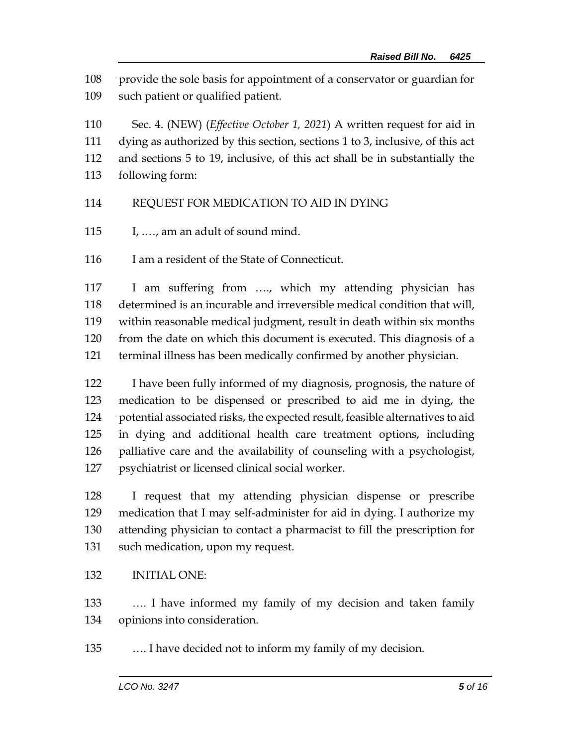provide the sole basis for appointment of a conservator or guardian for such patient or qualified patient.

Sec. 4. (NEW) (*Effective October 1, 2021*) A written request for aid in dying as authorized by this section, sections 1 to 3, inclusive, of this act and sections 5 to 19, inclusive, of this act shall be in substantially the following form:

REQUEST FOR MEDICATION TO AID IN DYING

I, …., am an adult of sound mind.

I am a resident of the State of Connecticut.

I am suffering from …., which my attending physician has determined is an incurable and irreversible medical condition that will, within reasonable medical judgment, result in death within six months from the date on which this document is executed. This diagnosis of a terminal illness has been medically confirmed by another physician.

I have been fully informed of my diagnosis, prognosis, the nature of medication to be dispensed or prescribed to aid me in dying, the potential associated risks, the expected result, feasible alternatives to aid in dying and additional health care treatment options, including palliative care and the availability of counseling with a psychologist, psychiatrist or licensed clinical social worker.

I request that my attending physician dispense or prescribe medication that I may self-administer for aid in dying. I authorize my attending physician to contact a pharmacist to fill the prescription for such medication, upon my request.

INITIAL ONE:

…. I have informed my family of my decision and taken family opinions into consideration.

…. I have decided not to inform my family of my decision.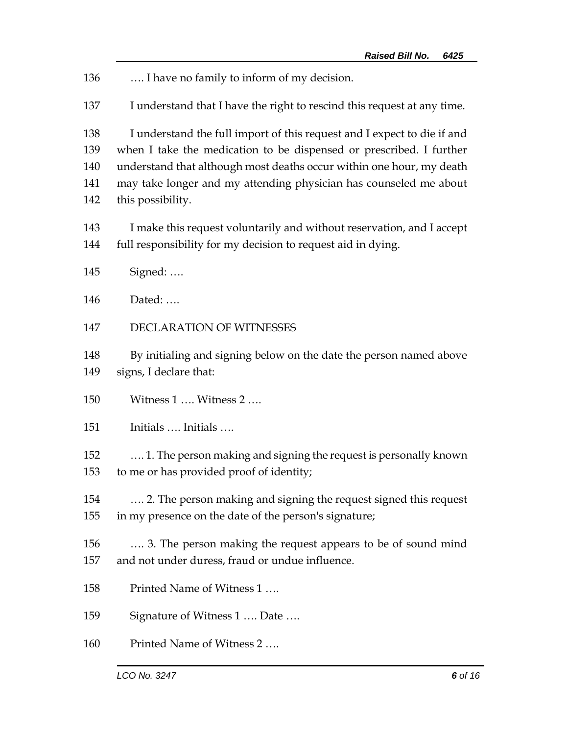…. I have no family to inform of my decision.

I understand that I have the right to rescind this request at any time.

I understand the full import of this request and I expect to die if and when I take the medication to be dispensed or prescribed. I further understand that although most deaths occur within one hour, my death may take longer and my attending physician has counseled me about this possibility.

I make this request voluntarily and without reservation, and I accept full responsibility for my decision to request aid in dying.

Signed: ….

Dated: ….

DECLARATION OF WITNESSES

By initialing and signing below on the date the person named above signs, I declare that:

Witness 1 …. Witness 2 ….

Initials …. Initials ….

…. 1. The person making and signing the request is personally known to me or has provided proof of identity;

…. 2. The person making and signing the request signed this request in my presence on the date of the person's signature;

…. 3. The person making the request appears to be of sound mind and not under duress, fraud or undue influence.

Printed Name of Witness 1 ….

Signature of Witness 1 …. Date ….

Printed Name of Witness 2 ….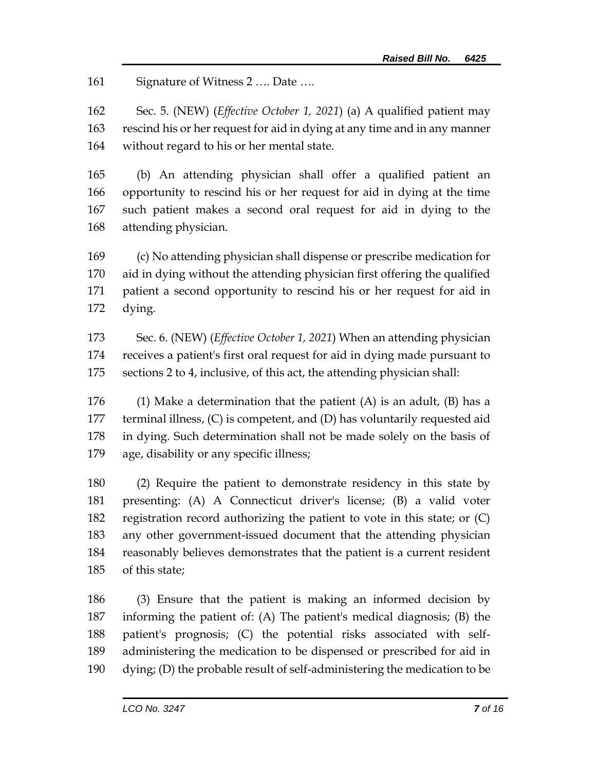Signature of Witness 2 …. Date ….

Sec. 5. (NEW) (*Effective October 1, 2021*) (a) A qualified patient may rescind his or her request for aid in dying at any time and in any manner without regard to his or her mental state.

(b) An attending physician shall offer a qualified patient an opportunity to rescind his or her request for aid in dying at the time such patient makes a second oral request for aid in dying to the attending physician.

(c) No attending physician shall dispense or prescribe medication for aid in dying without the attending physician first offering the qualified patient a second opportunity to rescind his or her request for aid in dying.

Sec. 6. (NEW) (*Effective October 1, 2021*) When an attending physician receives a patient's first oral request for aid in dying made pursuant to sections 2 to 4, inclusive, of this act, the attending physician shall:

(1) Make a determination that the patient (A) is an adult, (B) has a terminal illness, (C) is competent, and (D) has voluntarily requested aid in dying. Such determination shall not be made solely on the basis of age, disability or any specific illness;

(2) Require the patient to demonstrate residency in this state by presenting: (A) A Connecticut driver's license; (B) a valid voter registration record authorizing the patient to vote in this state; or (C) any other government-issued document that the attending physician reasonably believes demonstrates that the patient is a current resident of this state;

(3) Ensure that the patient is making an informed decision by informing the patient of: (A) The patient's medical diagnosis; (B) the patient's prognosis; (C) the potential risks associated with self-administering the medication to be dispensed or prescribed for aid in dying; (D) the probable result of self-administering the medication to be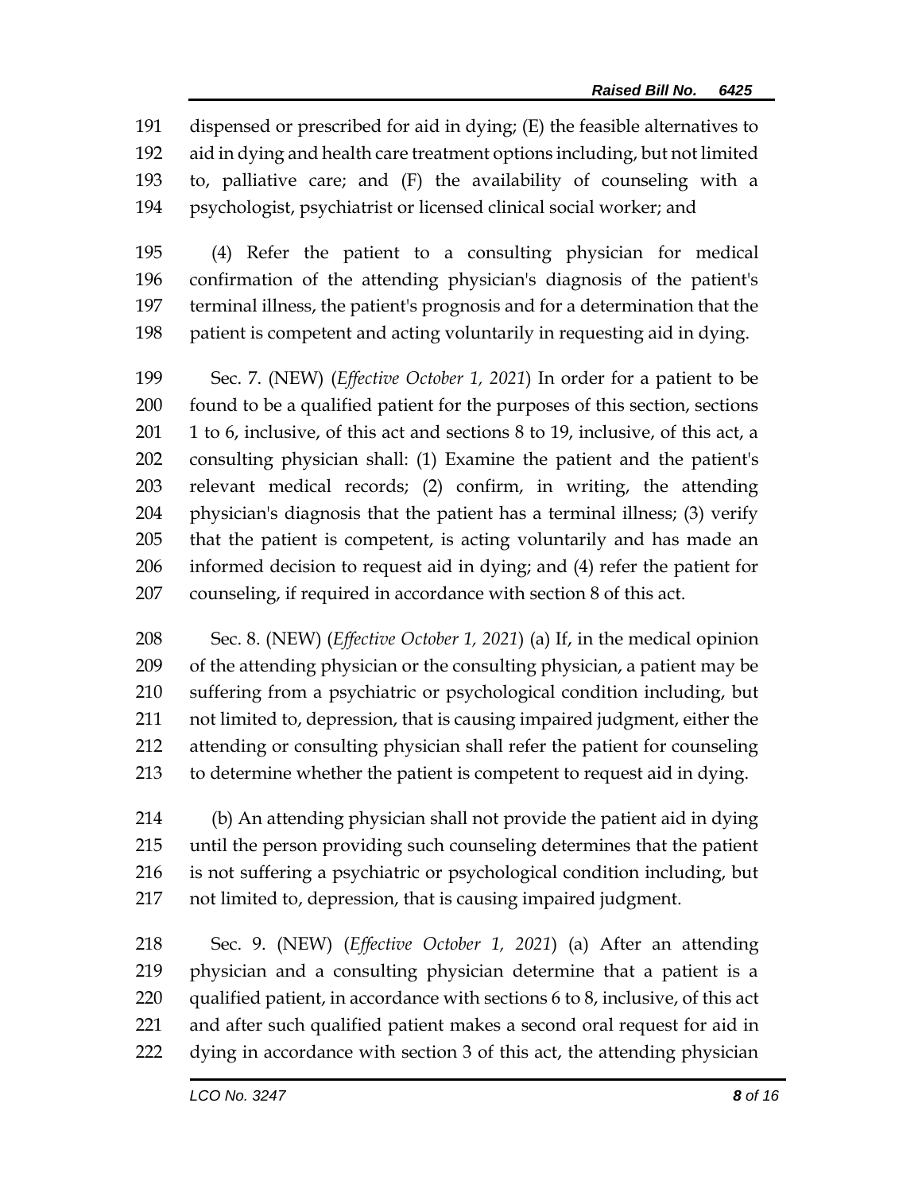dispensed or prescribed for aid in dying; (E) the feasible alternatives to aid in dying and health care treatment options including, but not limited to, palliative care; and (F) the availability of counseling with a psychologist, psychiatrist or licensed clinical social worker; and

(4) Refer the patient to a consulting physician for medical confirmation of the attending physician's diagnosis of the patient's terminal illness, the patient's prognosis and for a determination that the patient is competent and acting voluntarily in requesting aid in dying.

Sec. 7. (NEW) (*Effective October 1, 2021*) In order for a patient to be found to be a qualified patient for the purposes of this section, sections 1 to 6, inclusive, of this act and sections 8 to 19, inclusive, of this act, a consulting physician shall: (1) Examine the patient and the patient's relevant medical records; (2) confirm, in writing, the attending physician's diagnosis that the patient has a terminal illness; (3) verify that the patient is competent, is acting voluntarily and has made an informed decision to request aid in dying; and (4) refer the patient for counseling, if required in accordance with section 8 of this act.

Sec. 8. (NEW) (*Effective October 1, 2021*) (a) If, in the medical opinion of the attending physician or the consulting physician, a patient may be suffering from a psychiatric or psychological condition including, but not limited to, depression, that is causing impaired judgment, either the attending or consulting physician shall refer the patient for counseling to determine whether the patient is competent to request aid in dying.

(b) An attending physician shall not provide the patient aid in dying until the person providing such counseling determines that the patient is not suffering a psychiatric or psychological condition including, but not limited to, depression, that is causing impaired judgment.

Sec. 9. (NEW) (*Effective October 1, 2021*) (a) After an attending physician and a consulting physician determine that a patient is a qualified patient, in accordance with sections 6 to 8, inclusive, of this act and after such qualified patient makes a second oral request for aid in dying in accordance with section 3 of this act, the attending physician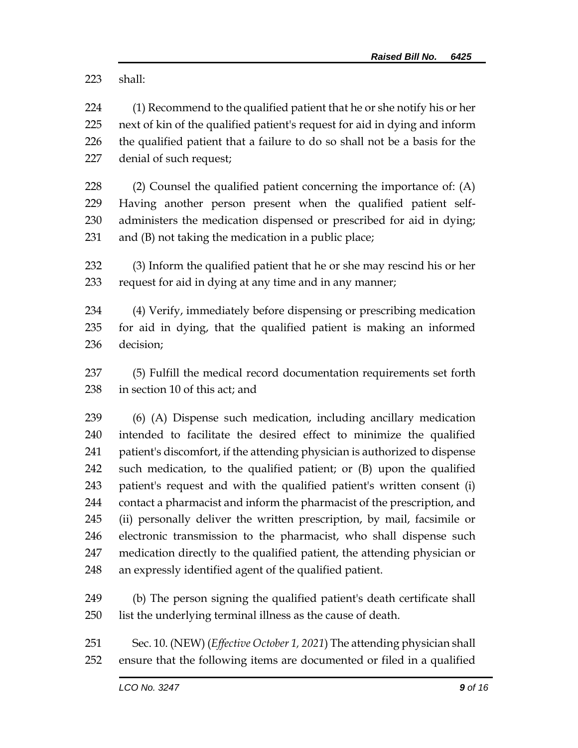shall:

(1) Recommend to the qualified patient that he or she notify his or her next of kin of the qualified patient's request for aid in dying and inform the qualified patient that a failure to do so shall not be a basis for the denial of such request;

(2) Counsel the qualified patient concerning the importance of: (A) Having another person present when the qualified patient self-administers the medication dispensed or prescribed for aid in dying; and (B) not taking the medication in a public place;

(3) Inform the qualified patient that he or she may rescind his or her request for aid in dying at any time and in any manner;

(4) Verify, immediately before dispensing or prescribing medication for aid in dying, that the qualified patient is making an informed decision;

(5) Fulfill the medical record documentation requirements set forth in section 10 of this act; and

(6) (A) Dispense such medication, including ancillary medication intended to facilitate the desired effect to minimize the qualified patient's discomfort, if the attending physician is authorized to dispense such medication, to the qualified patient; or (B) upon the qualified patient's request and with the qualified patient's written consent (i) contact a pharmacist and inform the pharmacist of the prescription, and (ii) personally deliver the written prescription, by mail, facsimile or electronic transmission to the pharmacist, who shall dispense such medication directly to the qualified patient, the attending physician or an expressly identified agent of the qualified patient.

(b) The person signing the qualified patient's death certificate shall list the underlying terminal illness as the cause of death.

Sec. 10. (NEW) (*Effective October 1, 2021*) The attending physician shall ensure that the following items are documented or filed in a qualified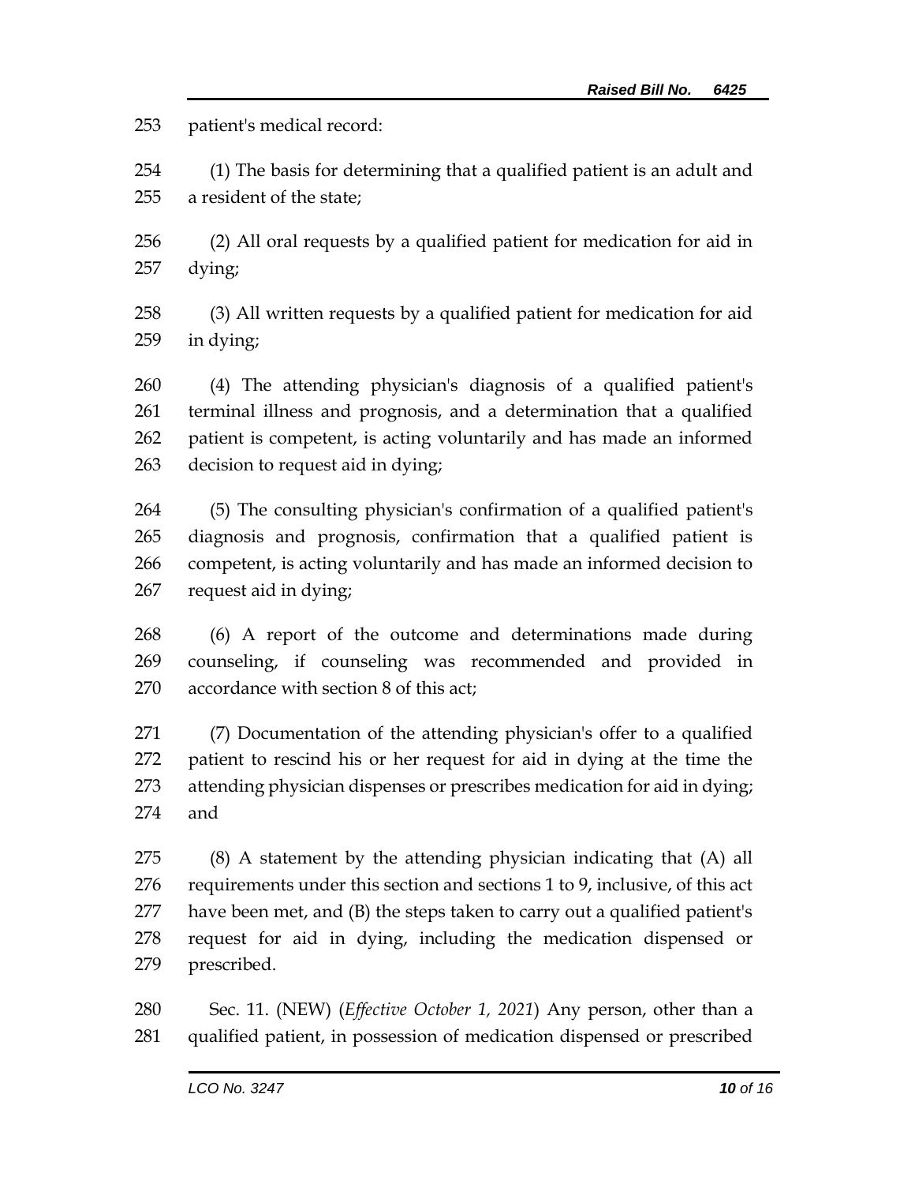patient's medical record:

(1) The basis for determining that a qualified patient is an adult and a resident of the state;

(2) All oral requests by a qualified patient for medication for aid in dying;

(3) All written requests by a qualified patient for medication for aid in dying;

(4) The attending physician's diagnosis of a qualified patient's terminal illness and prognosis, and a determination that a qualified patient is competent, is acting voluntarily and has made an informed decision to request aid in dying;

(5) The consulting physician's confirmation of a qualified patient's diagnosis and prognosis, confirmation that a qualified patient is competent, is acting voluntarily and has made an informed decision to request aid in dying;

(6) A report of the outcome and determinations made during counseling, if counseling was recommended and provided in accordance with section 8 of this act;

(7) Documentation of the attending physician's offer to a qualified patient to rescind his or her request for aid in dying at the time the attending physician dispenses or prescribes medication for aid in dying; and

(8) A statement by the attending physician indicating that (A) all requirements under this section and sections 1 to 9, inclusive, of this act have been met, and (B) the steps taken to carry out a qualified patient's request for aid in dying, including the medication dispensed or prescribed.

Sec. 11. (NEW) (*Effective October 1, 2021*) Any person, other than a qualified patient, in possession of medication dispensed or prescribed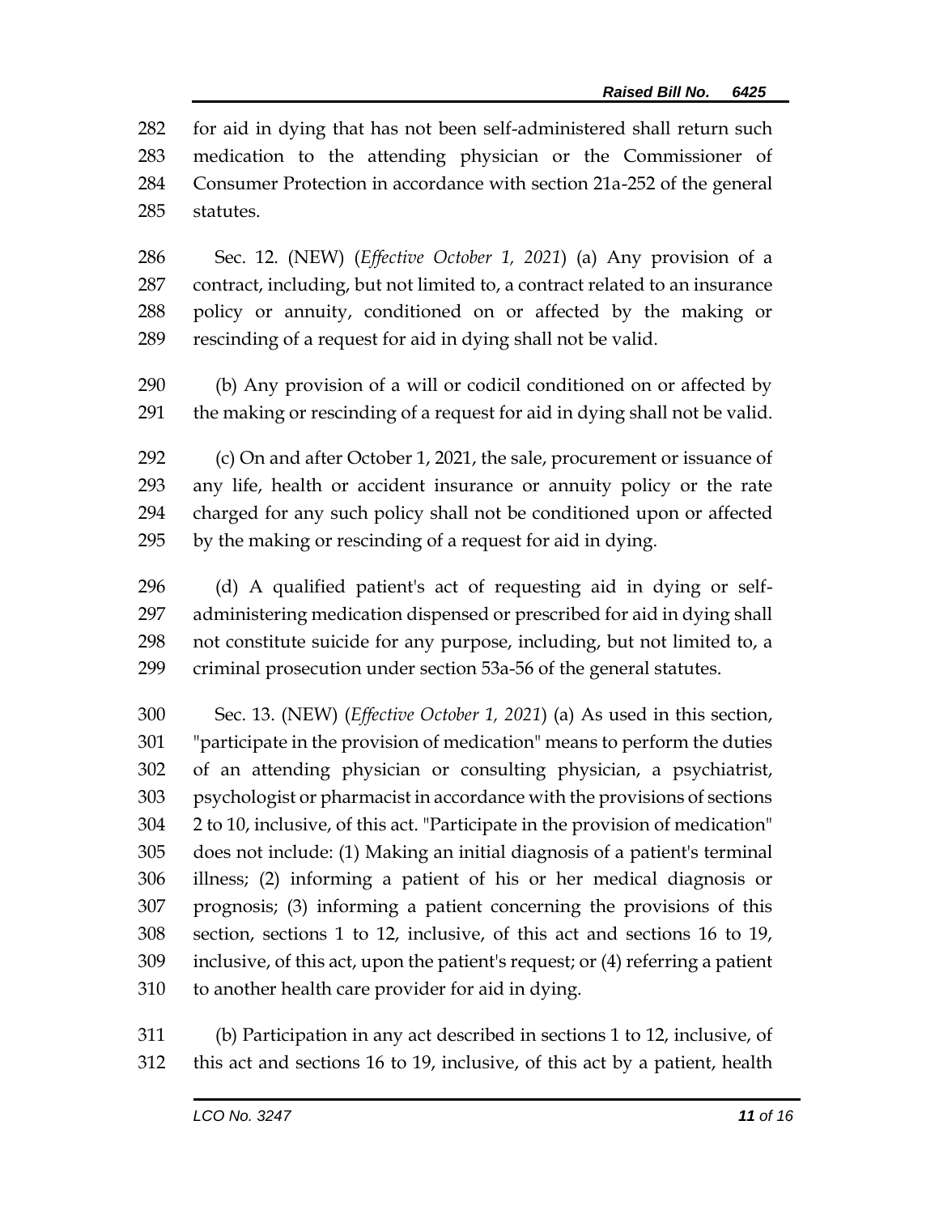for aid in dying that has not been self-administered shall return such medication to the attending physician or the Commissioner of Consumer Protection in accordance with section 21a-252 of the general statutes.

Sec. 12. (NEW) (*Effective October 1, 2021*) (a) Any provision of a contract, including, but not limited to, a contract related to an insurance policy or annuity, conditioned on or affected by the making or rescinding of a request for aid in dying shall not be valid.

(b) Any provision of a will or codicil conditioned on or affected by the making or rescinding of a request for aid in dying shall not be valid.

(c) On and after October 1, 2021, the sale, procurement or issuance of any life, health or accident insurance or annuity policy or the rate charged for any such policy shall not be conditioned upon or affected by the making or rescinding of a request for aid in dying.

(d) A qualified patient's act of requesting aid in dying or self-administering medication dispensed or prescribed for aid in dying shall not constitute suicide for any purpose, including, but not limited to, a criminal prosecution under section 53a-56 of the general statutes.

Sec. 13. (NEW) (*Effective October 1, 2021*) (a) As used in this section, "participate in the provision of medication" means to perform the duties of an attending physician or consulting physician, a psychiatrist, psychologist or pharmacist in accordance with the provisions of sections 2 to 10, inclusive, of this act. "Participate in the provision of medication" does not include: (1) Making an initial diagnosis of a patient's terminal illness; (2) informing a patient of his or her medical diagnosis or prognosis; (3) informing a patient concerning the provisions of this section, sections 1 to 12, inclusive, of this act and sections 16 to 19, inclusive, of this act, upon the patient's request; or (4) referring a patient to another health care provider for aid in dying.

(b) Participation in any act described in sections 1 to 12, inclusive, of this act and sections 16 to 19, inclusive, of this act by a patient, health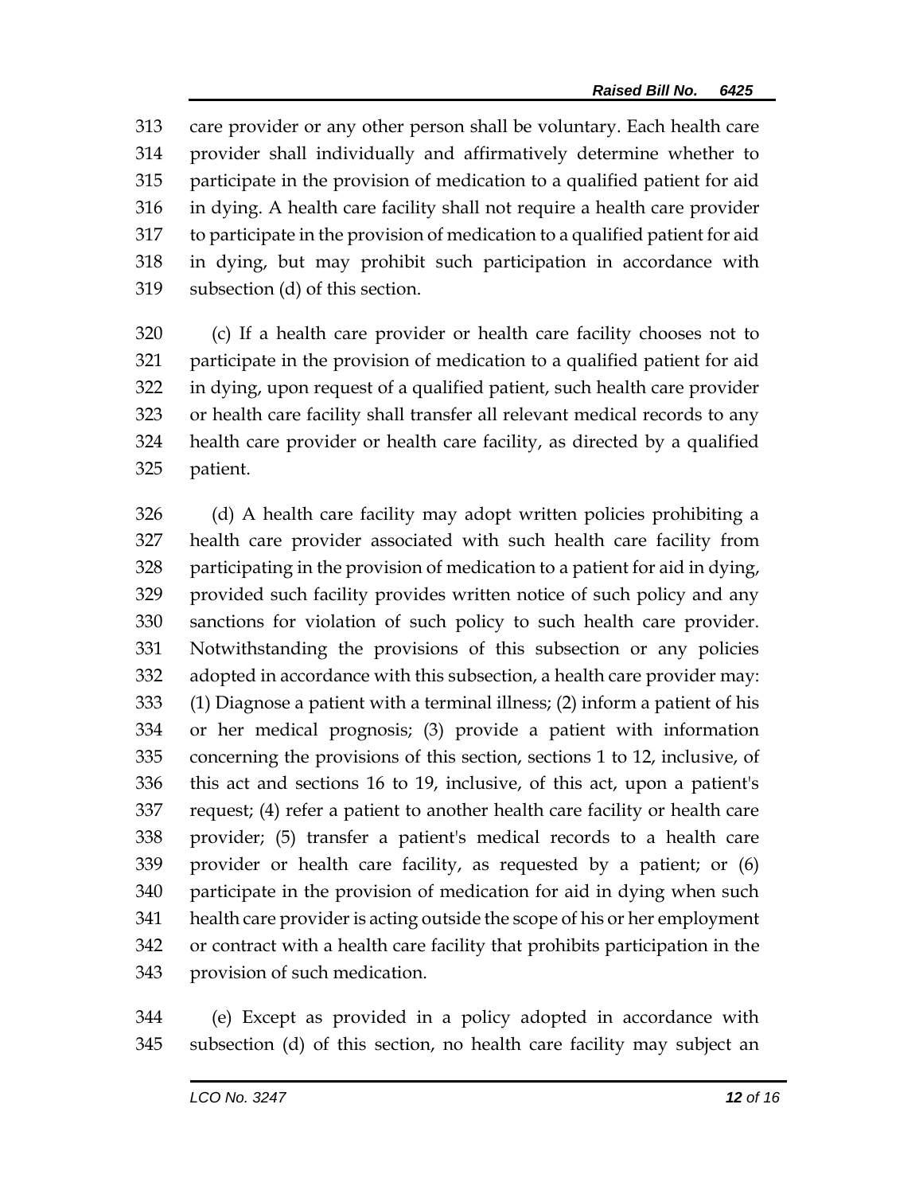care provider or any other person shall be voluntary. Each health care provider shall individually and affirmatively determine whether to participate in the provision of medication to a qualified patient for aid in dying. A health care facility shall not require a health care provider to participate in the provision of medication to a qualified patient for aid in dying, but may prohibit such participation in accordance with subsection (d) of this section.

(c) If a health care provider or health care facility chooses not to participate in the provision of medication to a qualified patient for aid in dying, upon request of a qualified patient, such health care provider or health care facility shall transfer all relevant medical records to any health care provider or health care facility, as directed by a qualified patient.

(d) A health care facility may adopt written policies prohibiting a health care provider associated with such health care facility from participating in the provision of medication to a patient for aid in dying, provided such facility provides written notice of such policy and any sanctions for violation of such policy to such health care provider. Notwithstanding the provisions of this subsection or any policies adopted in accordance with this subsection, a health care provider may: (1) Diagnose a patient with a terminal illness; (2) inform a patient of his or her medical prognosis; (3) provide a patient with information concerning the provisions of this section, sections 1 to 12, inclusive, of this act and sections 16 to 19, inclusive, of this act, upon a patient's request; (4) refer a patient to another health care facility or health care provider; (5) transfer a patient's medical records to a health care provider or health care facility, as requested by a patient; or (6) participate in the provision of medication for aid in dying when such health care provider is acting outside the scope of his or her employment or contract with a health care facility that prohibits participation in the provision of such medication.

(e) Except as provided in a policy adopted in accordance with subsection (d) of this section, no health care facility may subject an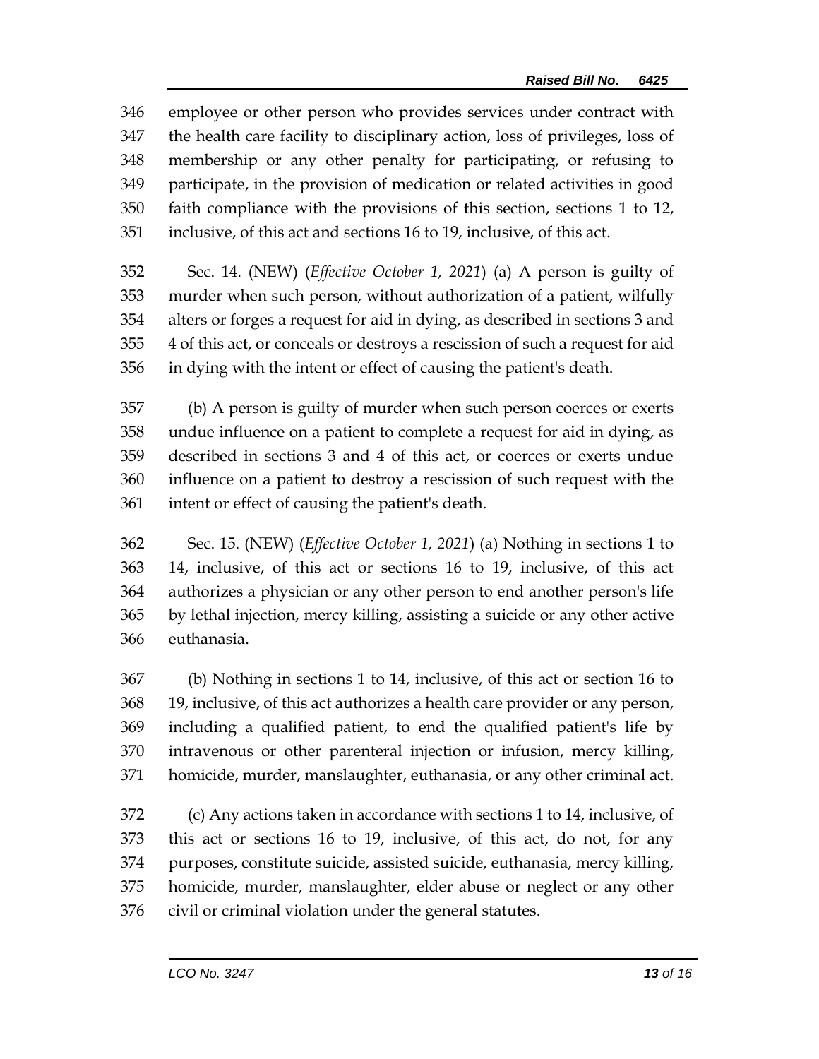employee or other person who provides services under contract with the health care facility to disciplinary action, loss of privileges, loss of membership or any other penalty for participating, or refusing to participate, in the provision of medication or related activities in good faith compliance with the provisions of this section, sections 1 to 12, inclusive, of this act and sections 16 to 19, inclusive, of this act.

Sec. 14. (NEW) (*Effective October 1, 2021*) (a) A person is guilty of murder when such person, without authorization of a patient, wilfully alters or forges a request for aid in dying, as described in sections 3 and 4 of this act, or conceals or destroys a rescission of such a request for aid in dying with the intent or effect of causing the patient's death.

(b) A person is guilty of murder when such person coerces or exerts undue influence on a patient to complete a request for aid in dying, as described in sections 3 and 4 of this act, or coerces or exerts undue influence on a patient to destroy a rescission of such request with the intent or effect of causing the patient's death.

Sec. 15. (NEW) (*Effective October 1, 2021*) (a) Nothing in sections 1 to 14, inclusive, of this act or sections 16 to 19, inclusive, of this act authorizes a physician or any other person to end another person's life by lethal injection, mercy killing, assisting a suicide or any other active euthanasia.

(b) Nothing in sections 1 to 14, inclusive, of this act or section 16 to 19, inclusive, of this act authorizes a health care provider or any person, including a qualified patient, to end the qualified patient's life by intravenous or other parenteral injection or infusion, mercy killing, homicide, murder, manslaughter, euthanasia, or any other criminal act.

(c) Any actions taken in accordance with sections 1 to 14, inclusive, of this act or sections 16 to 19, inclusive, of this act, do not, for any purposes, constitute suicide, assisted suicide, euthanasia, mercy killing, homicide, murder, manslaughter, elder abuse or neglect or any other civil or criminal violation under the general statutes.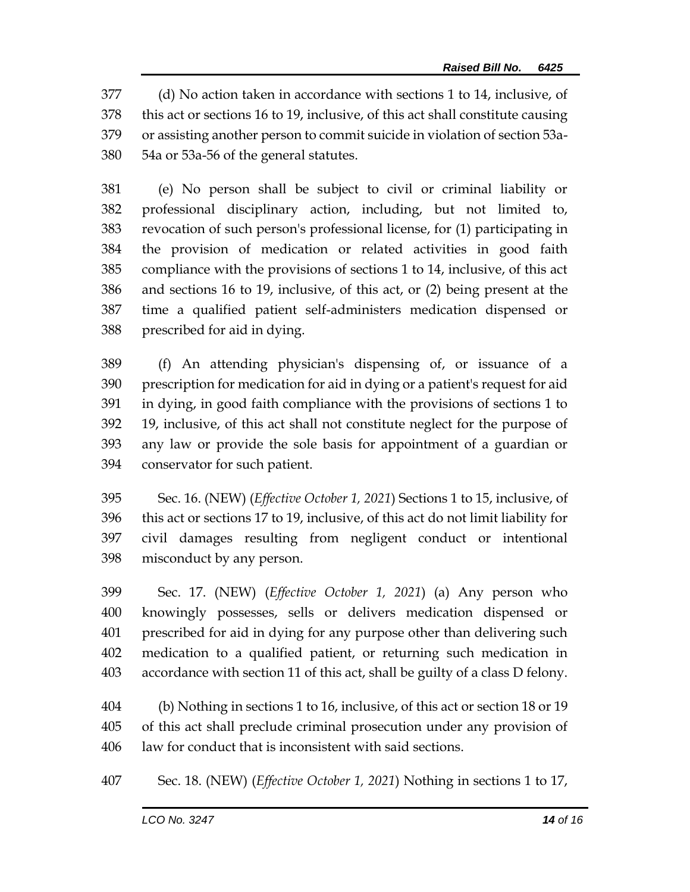(d) No action taken in accordance with sections 1 to 14, inclusive, of this act or sections 16 to 19, inclusive, of this act shall constitute causing or assisting another person to commit suicide in violation of section 53a-54a or 53a-56 of the general statutes.

(e) No person shall be subject to civil or criminal liability or professional disciplinary action, including, but not limited to, revocation of such person's professional license, for (1) participating in the provision of medication or related activities in good faith compliance with the provisions of sections 1 to 14, inclusive, of this act and sections 16 to 19, inclusive, of this act, or (2) being present at the time a qualified patient self-administers medication dispensed or prescribed for aid in dying.

(f) An attending physician's dispensing of, or issuance of a prescription for medication for aid in dying or a patient's request for aid in dying, in good faith compliance with the provisions of sections 1 to 19, inclusive, of this act shall not constitute neglect for the purpose of any law or provide the sole basis for appointment of a guardian or conservator for such patient.

Sec. 16. (NEW) (*Effective October 1, 2021*) Sections 1 to 15, inclusive, of this act or sections 17 to 19, inclusive, of this act do not limit liability for civil damages resulting from negligent conduct or intentional misconduct by any person.

Sec. 17. (NEW) (*Effective October 1, 2021*) (a) Any person who knowingly possesses, sells or delivers medication dispensed or prescribed for aid in dying for any purpose other than delivering such medication to a qualified patient, or returning such medication in accordance with section 11 of this act, shall be guilty of a class D felony.

(b) Nothing in sections 1 to 16, inclusive, of this act or section 18 or 19 of this act shall preclude criminal prosecution under any provision of law for conduct that is inconsistent with said sections.

Sec. 18. (NEW) (*Effective October 1, 2021*) Nothing in sections 1 to 17,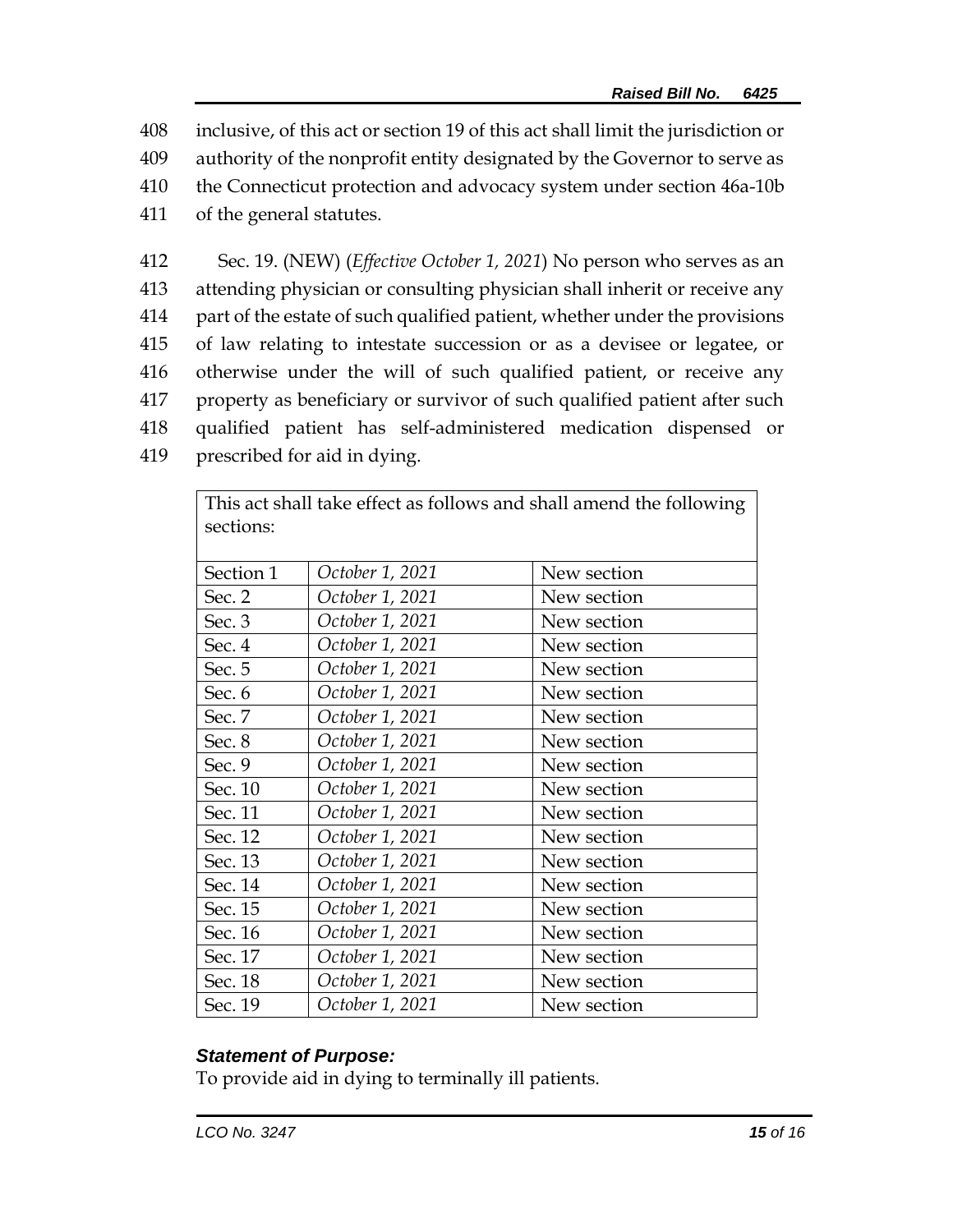inclusive, of this act or section 19 of this act shall limit the jurisdiction or authority of the nonprofit entity designated by the Governor to serve as the Connecticut protection and advocacy system under section 46a-10b of the general statutes.

Sec. 19. (NEW) (*Effective October 1, 2021*) No person who serves as an attending physician or consulting physician shall inherit or receive any part of the estate of such qualified patient, whether under the provisions of law relating to intestate succession or as a devisee or legatee, or otherwise under the will of such qualified patient, or receive any property as beneficiary or survivor of such qualified patient after such qualified patient has self-administered medication dispensed or prescribed for aid in dying.

| This act shall take effect as follows and shall amend the following sections: | | |
|---|---|---|
| Section 1 | *October 1, 2021* | New section |
| Sec. 2 | *October 1, 2021* | New section |
| Sec. 3 | *October 1, 2021* | New section |
| Sec. 4 | *October 1, 2021* | New section |
| Sec. 5 | *October 1, 2021* | New section |
| Sec. 6 | *October 1, 2021* | New section |
| Sec. 7 | *October 1, 2021* | New section |
| Sec. 8 | *October 1, 2021* | New section |
| Sec. 9 | *October 1, 2021* | New section |
| Sec. 10 | *October 1, 2021* | New section |
| Sec. 11 | *October 1, 2021* | New section |
| Sec. 12 | *October 1, 2021* | New section |
| Sec. 13 | *October 1, 2021* | New section |
| Sec. 14 | *October 1, 2021* | New section |
| Sec. 15 | *October 1, 2021* | New section |
| Sec. 16 | *October 1, 2021* | New section |
| Sec. 17 | *October 1, 2021* | New section |
| Sec. 18 | *October 1, 2021* | New section |
| Sec. 19 | *October 1, 2021* | New section |

***Statement of Purpose:***

To provide aid in dying to terminally ill patients.